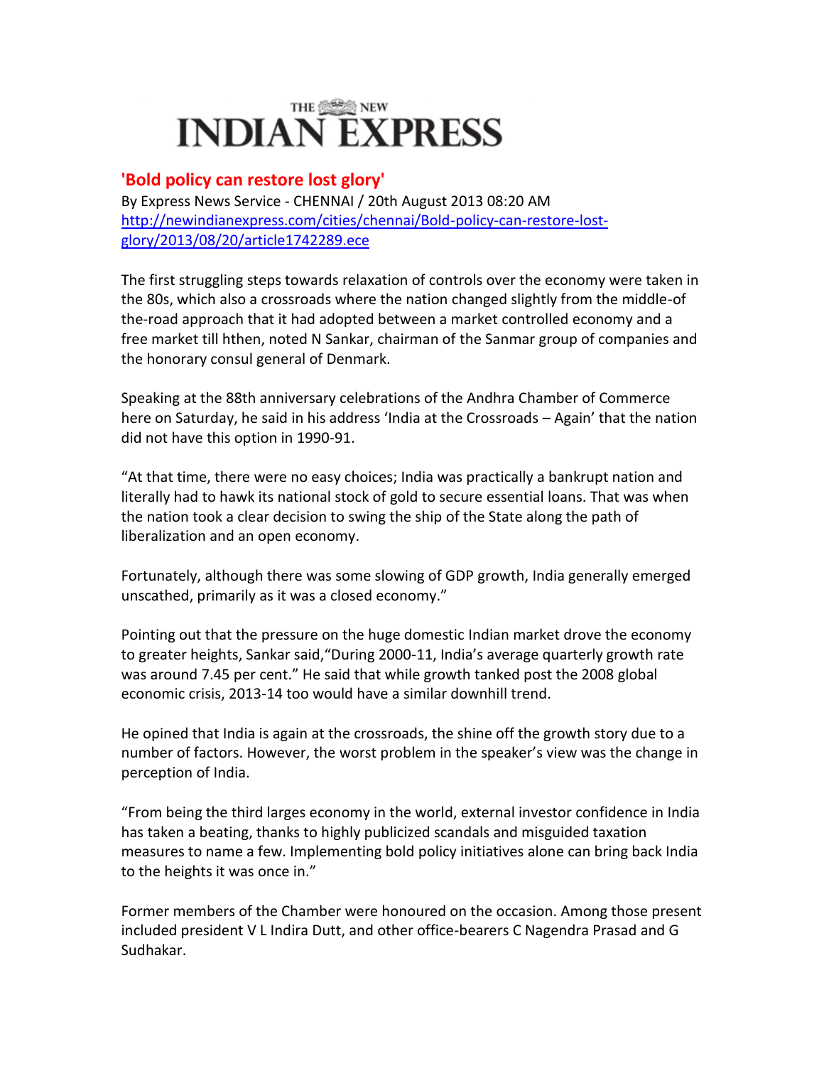# THE NEW INDIAN EXPRESS

## 'Bold policy can restore lost glory'

By Express News Service - CHENNAI / 20th August 2013 08:20 AM
http://newindianexpress.com/cities/chennai/Bold-policy-can-restore-lost-glory/2013/08/20/article1742289.ece

The first struggling steps towards relaxation of controls over the economy were taken in the 80s, which also a crossroads where the nation changed slightly from the middle-of the-road approach that it had adopted between a market controlled economy and a free market till hthen, noted N Sankar, chairman of the Sanmar group of companies and the honorary consul general of Denmark.

Speaking at the 88th anniversary celebrations of the Andhra Chamber of Commerce here on Saturday, he said in his address 'India at the Crossroads – Again' that the nation did not have this option in 1990-91.

"At that time, there were no easy choices; India was practically a bankrupt nation and literally had to hawk its national stock of gold to secure essential loans. That was when the nation took a clear decision to swing the ship of the State along the path of liberalization and an open economy.

Fortunately, although there was some slowing of GDP growth, India generally emerged unscathed, primarily as it was a closed economy."

Pointing out that the pressure on the huge domestic Indian market drove the economy to greater heights, Sankar said,"During 2000-11, India's average quarterly growth rate was around 7.45 per cent." He said that while growth tanked post the 2008 global economic crisis, 2013-14 too would have a similar downhill trend.

He opined that India is again at the crossroads, the shine off the growth story due to a number of factors. However, the worst problem in the speaker's view was the change in perception of India.

"From being the third larges economy in the world, external investor confidence in India has taken a beating, thanks to highly publicized scandals and misguided taxation measures to name a few. Implementing bold policy initiatives alone can bring back India to the heights it was once in."

Former members of the Chamber were honoured on the occasion. Among those present included president V L Indira Dutt, and other office-bearers C Nagendra Prasad and G Sudhakar.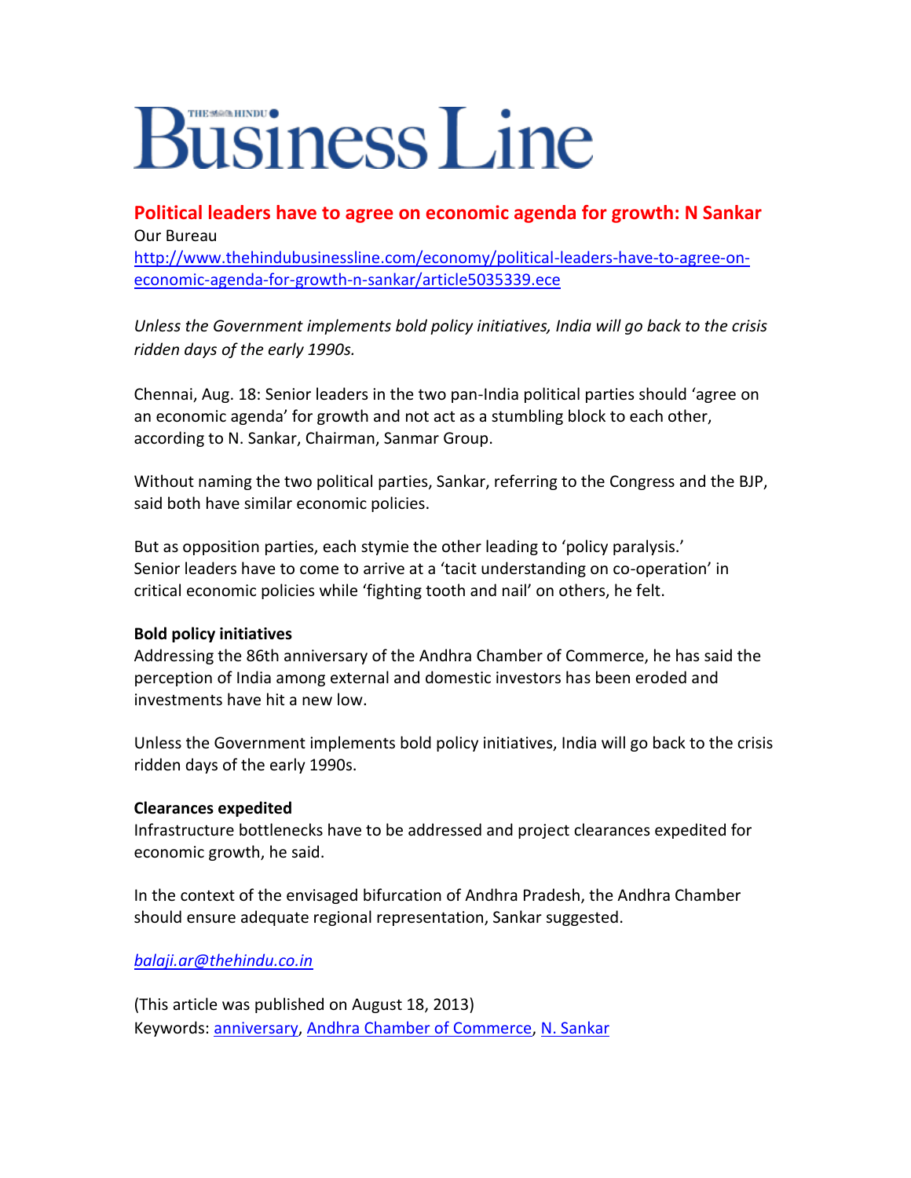# Business Line

## Political leaders have to agree on economic agenda for growth: N Sankar

Our Bureau

http://www.thehindubusinessline.com/economy/political-leaders-have-to-agree-on-economic-agenda-for-growth-n-sankar/article5035339.ece

*Unless the Government implements bold policy initiatives, India will go back to the crisis ridden days of the early 1990s.*

Chennai, Aug. 18: Senior leaders in the two pan-India political parties should 'agree on an economic agenda' for growth and not act as a stumbling block to each other, according to N. Sankar, Chairman, Sanmar Group.

Without naming the two political parties, Sankar, referring to the Congress and the BJP, said both have similar economic policies.

But as opposition parties, each stymie the other leading to 'policy paralysis.' Senior leaders have to come to arrive at a 'tacit understanding on co-operation' in critical economic policies while 'fighting tooth and nail' on others, he felt.

**Bold policy initiatives**

Addressing the 86th anniversary of the Andhra Chamber of Commerce, he has said the perception of India among external and domestic investors has been eroded and investments have hit a new low.

Unless the Government implements bold policy initiatives, India will go back to the crisis ridden days of the early 1990s.

**Clearances expedited**

Infrastructure bottlenecks have to be addressed and project clearances expedited for economic growth, he said.

In the context of the envisaged bifurcation of Andhra Pradesh, the Andhra Chamber should ensure adequate regional representation, Sankar suggested.

*balaji.ar@thehindu.co.in*

(This article was published on August 18, 2013)

Keywords: anniversary, Andhra Chamber of Commerce, N. Sankar